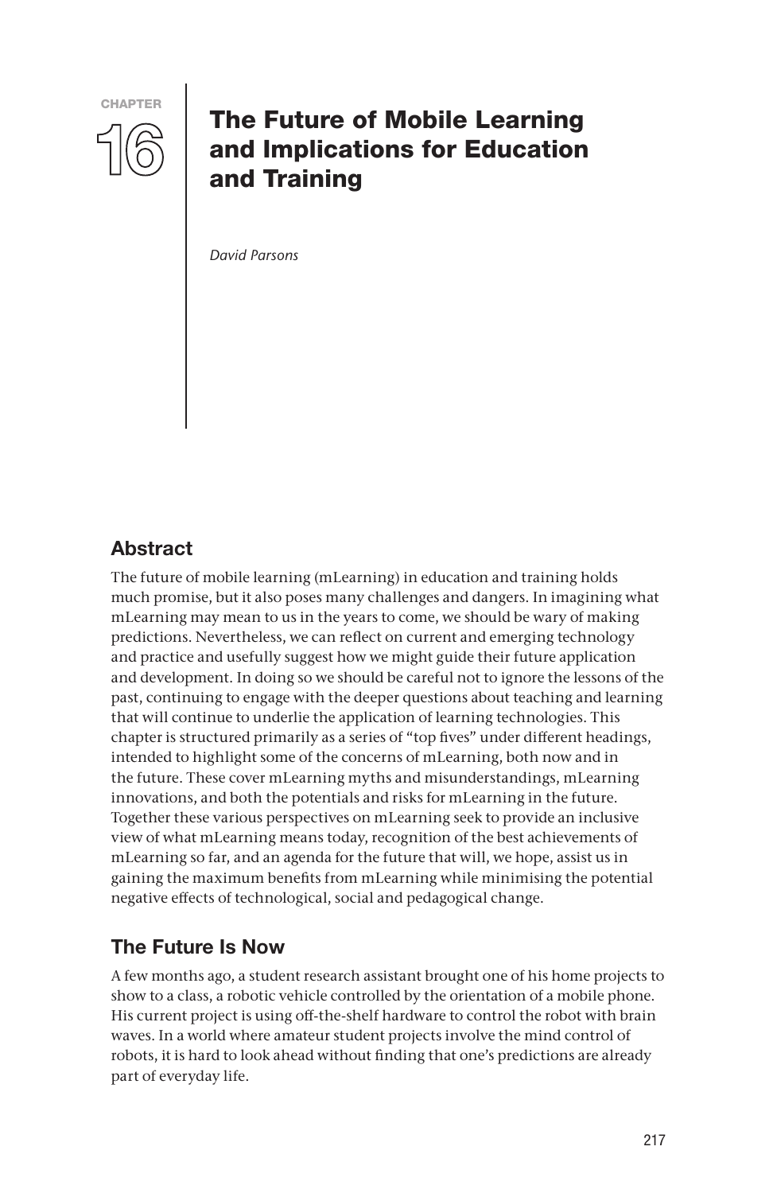CHAPTER 16

# The Future of Mobile Learning and Implications for Education and Training

*David Parsons*

## Abstract

The future of mobile learning (mLearning) in education and training holds much promise, but it also poses many challenges and dangers. In imagining what mLearning may mean to us in the years to come, we should be wary of making predictions. Nevertheless, we can reflect on current and emerging technology and practice and usefully suggest how we might guide their future application and development. In doing so we should be careful not to ignore the lessons of the past, continuing to engage with the deeper questions about teaching and learning that will continue to underlie the application of learning technologies. This chapter is structured primarily as a series of "top fives" under different headings, intended to highlight some of the concerns of mLearning, both now and in the future. These cover mLearning myths and misunderstandings, mLearning innovations, and both the potentials and risks for mLearning in the future. Together these various perspectives on mLearning seek to provide an inclusive view of what mLearning means today, recognition of the best achievements of mLearning so far, and an agenda for the future that will, we hope, assist us in gaining the maximum benefits from mLearning while minimising the potential negative effects of technological, social and pedagogical change.

## The Future Is Now

A few months ago, a student research assistant brought one of his home projects to show to a class, a robotic vehicle controlled by the orientation of a mobile phone. His current project is using off-the-shelf hardware to control the robot with brain waves. In a world where amateur student projects involve the mind control of robots, it is hard to look ahead without finding that one's predictions are already part of everyday life.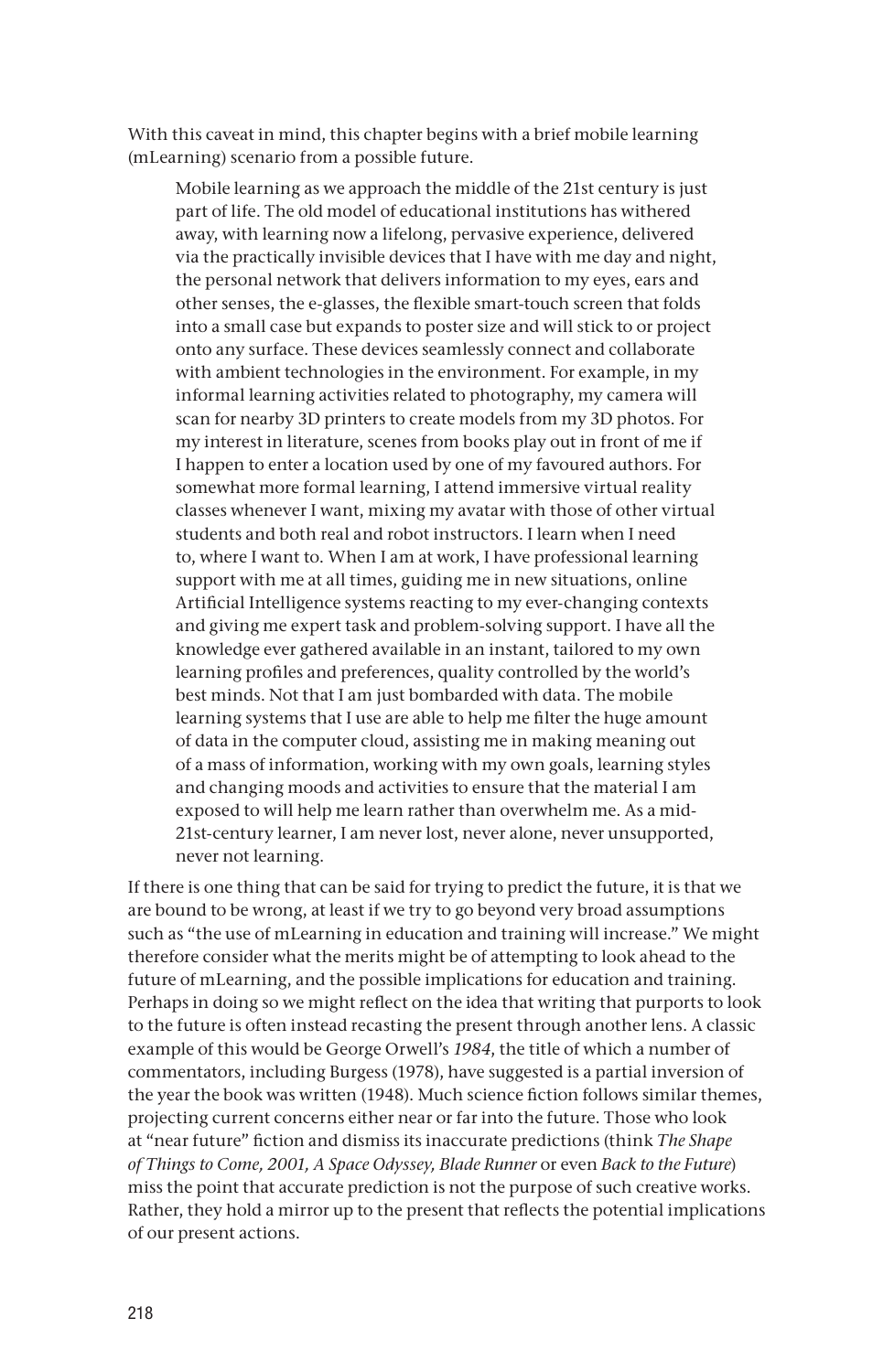With this caveat in mind, this chapter begins with a brief mobile learning (mLearning) scenario from a possible future.

> Mobile learning as we approach the middle of the 21st century is just part of life. The old model of educational institutions has withered away, with learning now a lifelong, pervasive experience, delivered via the practically invisible devices that I have with me day and night, the personal network that delivers information to my eyes, ears and other senses, the e-glasses, the flexible smart-touch screen that folds into a small case but expands to poster size and will stick to or project onto any surface. These devices seamlessly connect and collaborate with ambient technologies in the environment. For example, in my informal learning activities related to photography, my camera will scan for nearby 3D printers to create models from my 3D photos. For my interest in literature, scenes from books play out in front of me if I happen to enter a location used by one of my favoured authors. For somewhat more formal learning, I attend immersive virtual reality classes whenever I want, mixing my avatar with those of other virtual students and both real and robot instructors. I learn when I need to, where I want to. When I am at work, I have professional learning support with me at all times, guiding me in new situations, online Artificial Intelligence systems reacting to my ever-changing contexts and giving me expert task and problem-solving support. I have all the knowledge ever gathered available in an instant, tailored to my own learning profiles and preferences, quality controlled by the world's best minds. Not that I am just bombarded with data. The mobile learning systems that I use are able to help me filter the huge amount of data in the computer cloud, assisting me in making meaning out of a mass of information, working with my own goals, learning styles and changing moods and activities to ensure that the material I am exposed to will help me learn rather than overwhelm me. As a mid-21st-century learner, I am never lost, never alone, never unsupported, never not learning.

If there is one thing that can be said for trying to predict the future, it is that we are bound to be wrong, at least if we try to go beyond very broad assumptions such as "the use of mLearning in education and training will increase." We might therefore consider what the merits might be of attempting to look ahead to the future of mLearning, and the possible implications for education and training. Perhaps in doing so we might reflect on the idea that writing that purports to look to the future is often instead recasting the present through another lens. A classic example of this would be George Orwell's *1984*, the title of which a number of commentators, including Burgess (1978), have suggested is a partial inversion of the year the book was written (1948). Much science fiction follows similar themes, projecting current concerns either near or far into the future. Those who look at "near future" fiction and dismiss its inaccurate predictions (think *The Shape of Things to Come, 2001, A Space Odyssey, Blade Runner* or even *Back to the Future*) miss the point that accurate prediction is not the purpose of such creative works. Rather, they hold a mirror up to the present that reflects the potential implications of our present actions.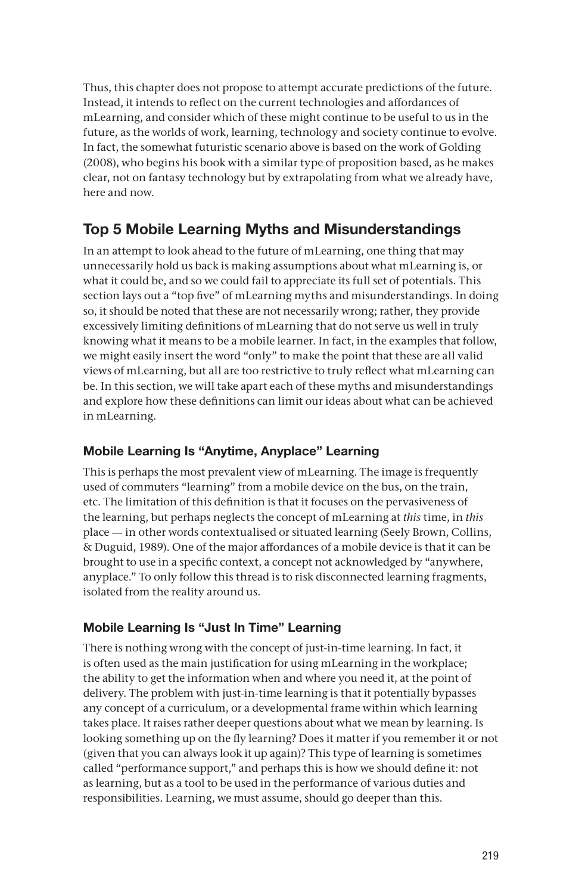Thus, this chapter does not propose to attempt accurate predictions of the future. Instead, it intends to reflect on the current technologies and affordances of mLearning, and consider which of these might continue to be useful to us in the future, as the worlds of work, learning, technology and society continue to evolve. In fact, the somewhat futuristic scenario above is based on the work of Golding (2008), who begins his book with a similar type of proposition based, as he makes clear, not on fantasy technology but by extrapolating from what we already have, here and now.

## Top 5 Mobile Learning Myths and Misunderstandings

In an attempt to look ahead to the future of mLearning, one thing that may unnecessarily hold us back is making assumptions about what mLearning is, or what it could be, and so we could fail to appreciate its full set of potentials. This section lays out a "top five" of mLearning myths and misunderstandings. In doing so, it should be noted that these are not necessarily wrong; rather, they provide excessively limiting definitions of mLearning that do not serve us well in truly knowing what it means to be a mobile learner. In fact, in the examples that follow, we might easily insert the word "only" to make the point that these are all valid views of mLearning, but all are too restrictive to truly reflect what mLearning can be. In this section, we will take apart each of these myths and misunderstandings and explore how these definitions can limit our ideas about what can be achieved in mLearning.

### Mobile Learning Is "Anytime, Anyplace" Learning

This is perhaps the most prevalent view of mLearning. The image is frequently used of commuters "learning" from a mobile device on the bus, on the train, etc. The limitation of this definition is that it focuses on the pervasiveness of the learning, but perhaps neglects the concept of mLearning at *this* time, in *this* place — in other words contextualised or situated learning (Seely Brown, Collins, & Duguid, 1989). One of the major affordances of a mobile device is that it can be brought to use in a specific context, a concept not acknowledged by "anywhere, anyplace." To only follow this thread is to risk disconnected learning fragments, isolated from the reality around us.

### Mobile Learning Is "Just In Time" Learning

There is nothing wrong with the concept of just-in-time learning. In fact, it is often used as the main justification for using mLearning in the workplace; the ability to get the information when and where you need it, at the point of delivery. The problem with just-in-time learning is that it potentially bypasses any concept of a curriculum, or a developmental frame within which learning takes place. It raises rather deeper questions about what we mean by learning. Is looking something up on the fly learning? Does it matter if you remember it or not (given that you can always look it up again)? This type of learning is sometimes called "performance support," and perhaps this is how we should define it: not as learning, but as a tool to be used in the performance of various duties and responsibilities. Learning, we must assume, should go deeper than this.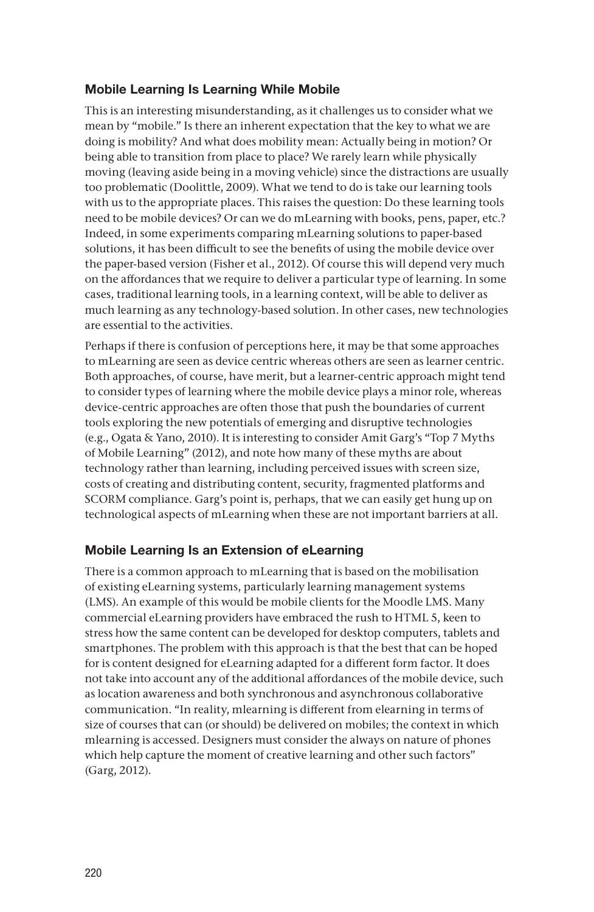### Mobile Learning Is Learning While Mobile

This is an interesting misunderstanding, as it challenges us to consider what we mean by "mobile." Is there an inherent expectation that the key to what we are doing is mobility? And what does mobility mean: Actually being in motion? Or being able to transition from place to place? We rarely learn while physically moving (leaving aside being in a moving vehicle) since the distractions are usually too problematic (Doolittle, 2009). What we tend to do is take our learning tools with us to the appropriate places. This raises the question: Do these learning tools need to be mobile devices? Or can we do mLearning with books, pens, paper, etc.? Indeed, in some experiments comparing mLearning solutions to paper-based solutions, it has been difficult to see the benefits of using the mobile device over the paper-based version (Fisher et al., 2012). Of course this will depend very much on the affordances that we require to deliver a particular type of learning. In some cases, traditional learning tools, in a learning context, will be able to deliver as much learning as any technology-based solution. In other cases, new technologies are essential to the activities.

Perhaps if there is confusion of perceptions here, it may be that some approaches to mLearning are seen as device centric whereas others are seen as learner centric. Both approaches, of course, have merit, but a learner-centric approach might tend to consider types of learning where the mobile device plays a minor role, whereas device-centric approaches are often those that push the boundaries of current tools exploring the new potentials of emerging and disruptive technologies (e.g., Ogata & Yano, 2010). It is interesting to consider Amit Garg's "Top 7 Myths of Mobile Learning" (2012), and note how many of these myths are about technology rather than learning, including perceived issues with screen size, costs of creating and distributing content, security, fragmented platforms and SCORM compliance. Garg's point is, perhaps, that we can easily get hung up on technological aspects of mLearning when these are not important barriers at all.

### Mobile Learning Is an Extension of eLearning

There is a common approach to mLearning that is based on the mobilisation of existing eLearning systems, particularly learning management systems (LMS). An example of this would be mobile clients for the Moodle LMS. Many commercial eLearning providers have embraced the rush to HTML 5, keen to stress how the same content can be developed for desktop computers, tablets and smartphones. The problem with this approach is that the best that can be hoped for is content designed for eLearning adapted for a different form factor. It does not take into account any of the additional affordances of the mobile device, such as location awareness and both synchronous and asynchronous collaborative communication. "In reality, mlearning is different from elearning in terms of size of courses that can (or should) be delivered on mobiles; the context in which mlearning is accessed. Designers must consider the always on nature of phones which help capture the moment of creative learning and other such factors" (Garg, 2012).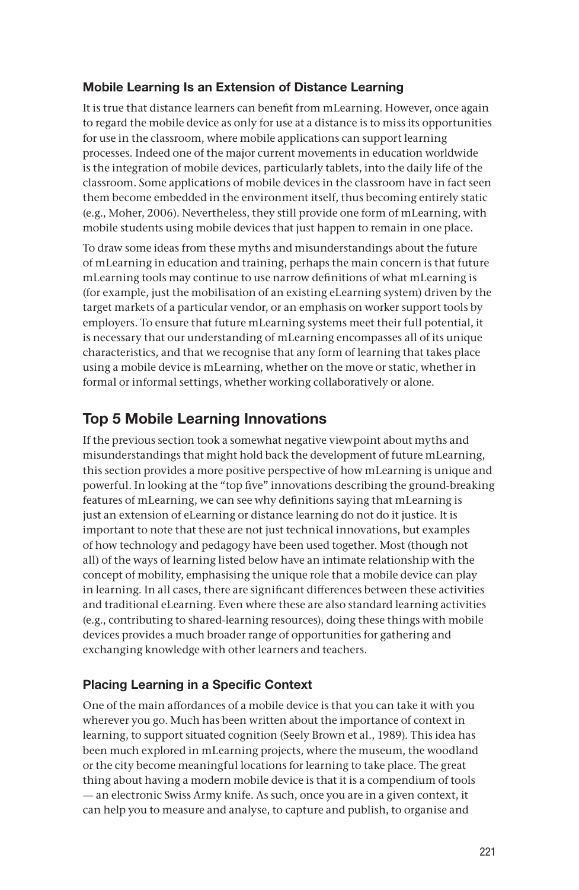### Mobile Learning Is an Extension of Distance Learning

It is true that distance learners can benefit from mLearning. However, once again to regard the mobile device as only for use at a distance is to miss its opportunities for use in the classroom, where mobile applications can support learning processes. Indeed one of the major current movements in education worldwide is the integration of mobile devices, particularly tablets, into the daily life of the classroom. Some applications of mobile devices in the classroom have in fact seen them become embedded in the environment itself, thus becoming entirely static (e.g., Moher, 2006). Nevertheless, they still provide one form of mLearning, with mobile students using mobile devices that just happen to remain in one place.

To draw some ideas from these myths and misunderstandings about the future of mLearning in education and training, perhaps the main concern is that future mLearning tools may continue to use narrow definitions of what mLearning is (for example, just the mobilisation of an existing eLearning system) driven by the target markets of a particular vendor, or an emphasis on worker support tools by employers. To ensure that future mLearning systems meet their full potential, it is necessary that our understanding of mLearning encompasses all of its unique characteristics, and that we recognise that any form of learning that takes place using a mobile device is mLearning, whether on the move or static, whether in formal or informal settings, whether working collaboratively or alone.

## Top 5 Mobile Learning Innovations

If the previous section took a somewhat negative viewpoint about myths and misunderstandings that might hold back the development of future mLearning, this section provides a more positive perspective of how mLearning is unique and powerful. In looking at the "top five" innovations describing the ground-breaking features of mLearning, we can see why definitions saying that mLearning is just an extension of eLearning or distance learning do not do it justice. It is important to note that these are not just technical innovations, but examples of how technology and pedagogy have been used together. Most (though not all) of the ways of learning listed below have an intimate relationship with the concept of mobility, emphasising the unique role that a mobile device can play in learning. In all cases, there are significant differences between these activities and traditional eLearning. Even where these are also standard learning activities (e.g., contributing to shared-learning resources), doing these things with mobile devices provides a much broader range of opportunities for gathering and exchanging knowledge with other learners and teachers.

### Placing Learning in a Specific Context

One of the main affordances of a mobile device is that you can take it with you wherever you go. Much has been written about the importance of context in learning, to support situated cognition (Seely Brown et al., 1989). This idea has been much explored in mLearning projects, where the museum, the woodland or the city become meaningful locations for learning to take place. The great thing about having a modern mobile device is that it is a compendium of tools — an electronic Swiss Army knife. As such, once you are in a given context, it can help you to measure and analyse, to capture and publish, to organise and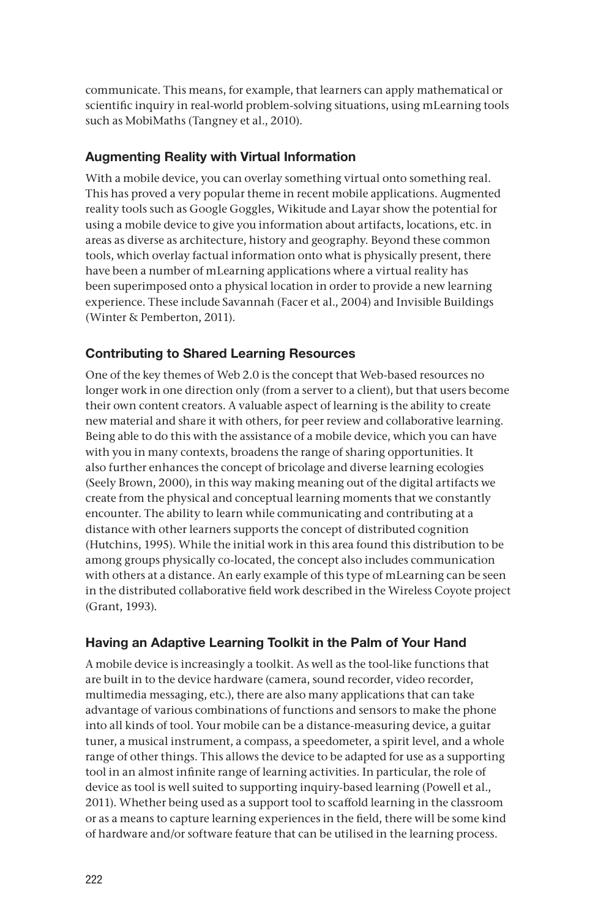communicate. This means, for example, that learners can apply mathematical or scientific inquiry in real-world problem-solving situations, using mLearning tools such as MobiMaths (Tangney et al., 2010).

### Augmenting Reality with Virtual Information

With a mobile device, you can overlay something virtual onto something real. This has proved a very popular theme in recent mobile applications. Augmented reality tools such as Google Goggles, Wikitude and Layar show the potential for using a mobile device to give you information about artifacts, locations, etc. in areas as diverse as architecture, history and geography. Beyond these common tools, which overlay factual information onto what is physically present, there have been a number of mLearning applications where a virtual reality has been superimposed onto a physical location in order to provide a new learning experience. These include Savannah (Facer et al., 2004) and Invisible Buildings (Winter & Pemberton, 2011).

### Contributing to Shared Learning Resources

One of the key themes of Web 2.0 is the concept that Web-based resources no longer work in one direction only (from a server to a client), but that users become their own content creators. A valuable aspect of learning is the ability to create new material and share it with others, for peer review and collaborative learning. Being able to do this with the assistance of a mobile device, which you can have with you in many contexts, broadens the range of sharing opportunities. It also further enhances the concept of bricolage and diverse learning ecologies (Seely Brown, 2000), in this way making meaning out of the digital artifacts we create from the physical and conceptual learning moments that we constantly encounter. The ability to learn while communicating and contributing at a distance with other learners supports the concept of distributed cognition (Hutchins, 1995). While the initial work in this area found this distribution to be among groups physically co-located, the concept also includes communication with others at a distance. An early example of this type of mLearning can be seen in the distributed collaborative field work described in the Wireless Coyote project (Grant, 1993).

### Having an Adaptive Learning Toolkit in the Palm of Your Hand

A mobile device is increasingly a toolkit. As well as the tool-like functions that are built in to the device hardware (camera, sound recorder, video recorder, multimedia messaging, etc.), there are also many applications that can take advantage of various combinations of functions and sensors to make the phone into all kinds of tool. Your mobile can be a distance-measuring device, a guitar tuner, a musical instrument, a compass, a speedometer, a spirit level, and a whole range of other things. This allows the device to be adapted for use as a supporting tool in an almost infinite range of learning activities. In particular, the role of device as tool is well suited to supporting inquiry-based learning (Powell et al., 2011). Whether being used as a support tool to scaffold learning in the classroom or as a means to capture learning experiences in the field, there will be some kind of hardware and/or software feature that can be utilised in the learning process.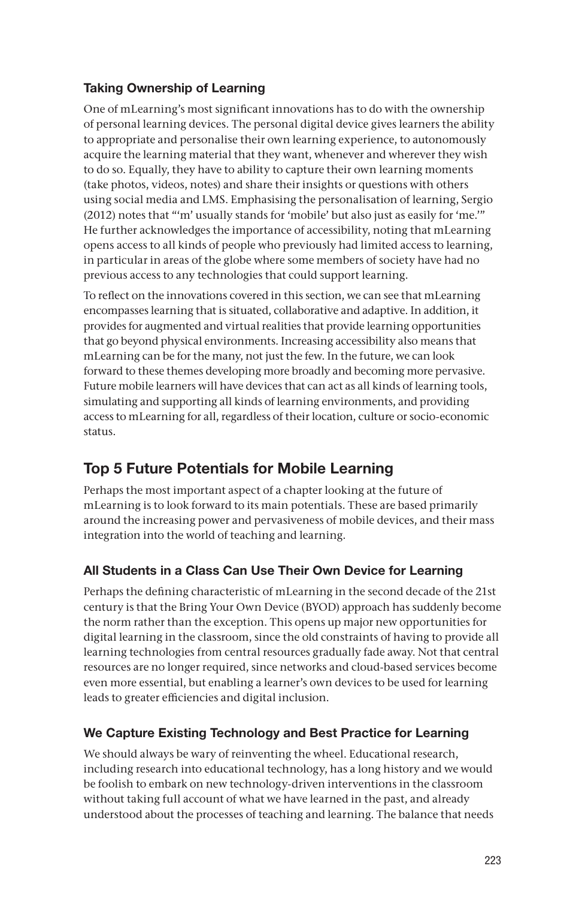### Taking Ownership of Learning

One of mLearning's most significant innovations has to do with the ownership of personal learning devices. The personal digital device gives learners the ability to appropriate and personalise their own learning experience, to autonomously acquire the learning material that they want, whenever and wherever they wish to do so. Equally, they have to ability to capture their own learning moments (take photos, videos, notes) and share their insights or questions with others using social media and LMS. Emphasising the personalisation of learning, Sergio (2012) notes that "'m' usually stands for 'mobile' but also just as easily for 'me.'" He further acknowledges the importance of accessibility, noting that mLearning opens access to all kinds of people who previously had limited access to learning, in particular in areas of the globe where some members of society have had no previous access to any technologies that could support learning.

To reflect on the innovations covered in this section, we can see that mLearning encompasses learning that is situated, collaborative and adaptive. In addition, it provides for augmented and virtual realities that provide learning opportunities that go beyond physical environments. Increasing accessibility also means that mLearning can be for the many, not just the few. In the future, we can look forward to these themes developing more broadly and becoming more pervasive. Future mobile learners will have devices that can act as all kinds of learning tools, simulating and supporting all kinds of learning environments, and providing access to mLearning for all, regardless of their location, culture or socio-economic status.

## Top 5 Future Potentials for Mobile Learning

Perhaps the most important aspect of a chapter looking at the future of mLearning is to look forward to its main potentials. These are based primarily around the increasing power and pervasiveness of mobile devices, and their mass integration into the world of teaching and learning.

### All Students in a Class Can Use Their Own Device for Learning

Perhaps the defining characteristic of mLearning in the second decade of the 21st century is that the Bring Your Own Device (BYOD) approach has suddenly become the norm rather than the exception. This opens up major new opportunities for digital learning in the classroom, since the old constraints of having to provide all learning technologies from central resources gradually fade away. Not that central resources are no longer required, since networks and cloud-based services become even more essential, but enabling a learner's own devices to be used for learning leads to greater efficiencies and digital inclusion.

### We Capture Existing Technology and Best Practice for Learning

We should always be wary of reinventing the wheel. Educational research, including research into educational technology, has a long history and we would be foolish to embark on new technology-driven interventions in the classroom without taking full account of what we have learned in the past, and already understood about the processes of teaching and learning. The balance that needs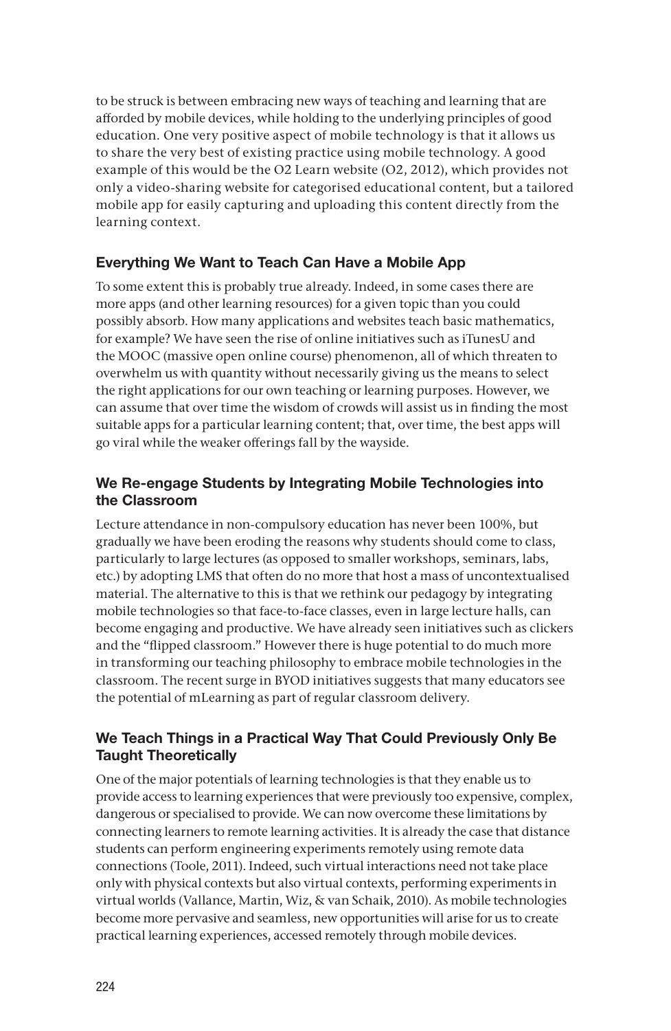to be struck is between embracing new ways of teaching and learning that are afforded by mobile devices, while holding to the underlying principles of good education. One very positive aspect of mobile technology is that it allows us to share the very best of existing practice using mobile technology. A good example of this would be the O2 Learn website (O2, 2012), which provides not only a video-sharing website for categorised educational content, but a tailored mobile app for easily capturing and uploading this content directly from the learning context.

### Everything We Want to Teach Can Have a Mobile App

To some extent this is probably true already. Indeed, in some cases there are more apps (and other learning resources) for a given topic than you could possibly absorb. How many applications and websites teach basic mathematics, for example? We have seen the rise of online initiatives such as iTunesU and the MOOC (massive open online course) phenomenon, all of which threaten to overwhelm us with quantity without necessarily giving us the means to select the right applications for our own teaching or learning purposes. However, we can assume that over time the wisdom of crowds will assist us in finding the most suitable apps for a particular learning content; that, over time, the best apps will go viral while the weaker offerings fall by the wayside.

### We Re-engage Students by Integrating Mobile Technologies into the Classroom

Lecture attendance in non-compulsory education has never been 100%, but gradually we have been eroding the reasons why students should come to class, particularly to large lectures (as opposed to smaller workshops, seminars, labs, etc.) by adopting LMS that often do no more that host a mass of uncontextualised material. The alternative to this is that we rethink our pedagogy by integrating mobile technologies so that face-to-face classes, even in large lecture halls, can become engaging and productive. We have already seen initiatives such as clickers and the "flipped classroom." However there is huge potential to do much more in transforming our teaching philosophy to embrace mobile technologies in the classroom. The recent surge in BYOD initiatives suggests that many educators see the potential of mLearning as part of regular classroom delivery.

### We Teach Things in a Practical Way That Could Previously Only Be Taught Theoretically

One of the major potentials of learning technologies is that they enable us to provide access to learning experiences that were previously too expensive, complex, dangerous or specialised to provide. We can now overcome these limitations by connecting learners to remote learning activities. It is already the case that distance students can perform engineering experiments remotely using remote data connections (Toole, 2011). Indeed, such virtual interactions need not take place only with physical contexts but also virtual contexts, performing experiments in virtual worlds (Vallance, Martin, Wiz, & van Schaik, 2010). As mobile technologies become more pervasive and seamless, new opportunities will arise for us to create practical learning experiences, accessed remotely through mobile devices.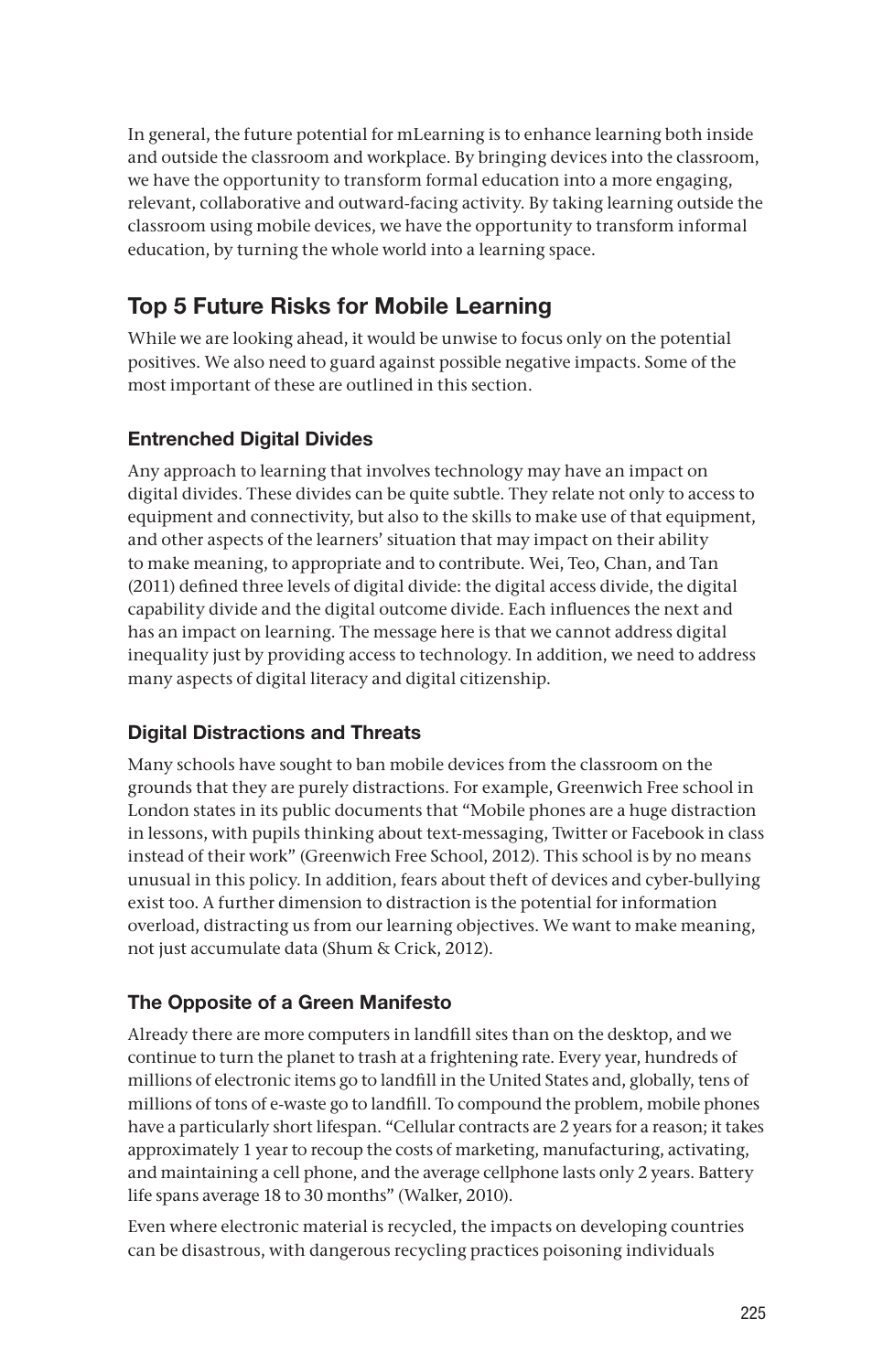In general, the future potential for mLearning is to enhance learning both inside and outside the classroom and workplace. By bringing devices into the classroom, we have the opportunity to transform formal education into a more engaging, relevant, collaborative and outward-facing activity. By taking learning outside the classroom using mobile devices, we have the opportunity to transform informal education, by turning the whole world into a learning space.

## Top 5 Future Risks for Mobile Learning

While we are looking ahead, it would be unwise to focus only on the potential positives. We also need to guard against possible negative impacts. Some of the most important of these are outlined in this section.

### Entrenched Digital Divides

Any approach to learning that involves technology may have an impact on digital divides. These divides can be quite subtle. They relate not only to access to equipment and connectivity, but also to the skills to make use of that equipment, and other aspects of the learners' situation that may impact on their ability to make meaning, to appropriate and to contribute. Wei, Teo, Chan, and Tan (2011) defined three levels of digital divide: the digital access divide, the digital capability divide and the digital outcome divide. Each influences the next and has an impact on learning. The message here is that we cannot address digital inequality just by providing access to technology. In addition, we need to address many aspects of digital literacy and digital citizenship.

### Digital Distractions and Threats

Many schools have sought to ban mobile devices from the classroom on the grounds that they are purely distractions. For example, Greenwich Free school in London states in its public documents that "Mobile phones are a huge distraction in lessons, with pupils thinking about text-messaging, Twitter or Facebook in class instead of their work" (Greenwich Free School, 2012). This school is by no means unusual in this policy. In addition, fears about theft of devices and cyber-bullying exist too. A further dimension to distraction is the potential for information overload, distracting us from our learning objectives. We want to make meaning, not just accumulate data (Shum & Crick, 2012).

### The Opposite of a Green Manifesto

Already there are more computers in landfill sites than on the desktop, and we continue to turn the planet to trash at a frightening rate. Every year, hundreds of millions of electronic items go to landfill in the United States and, globally, tens of millions of tons of e-waste go to landfill. To compound the problem, mobile phones have a particularly short lifespan. "Cellular contracts are 2 years for a reason; it takes approximately 1 year to recoup the costs of marketing, manufacturing, activating, and maintaining a cell phone, and the average cellphone lasts only 2 years. Battery life spans average 18 to 30 months" (Walker, 2010).

Even where electronic material is recycled, the impacts on developing countries can be disastrous, with dangerous recycling practices poisoning individuals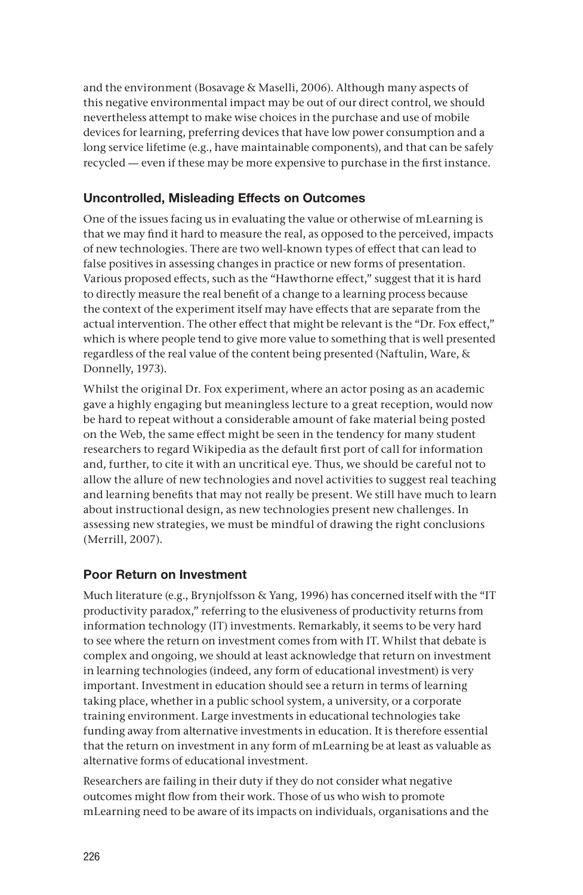and the environment (Bosavage & Maselli, 2006). Although many aspects of this negative environmental impact may be out of our direct control, we should nevertheless attempt to make wise choices in the purchase and use of mobile devices for learning, preferring devices that have low power consumption and a long service lifetime (e.g., have maintainable components), and that can be safely recycled — even if these may be more expensive to purchase in the first instance.

### Uncontrolled, Misleading Effects on Outcomes

One of the issues facing us in evaluating the value or otherwise of mLearning is that we may find it hard to measure the real, as opposed to the perceived, impacts of new technologies. There are two well-known types of effect that can lead to false positives in assessing changes in practice or new forms of presentation. Various proposed effects, such as the "Hawthorne effect," suggest that it is hard to directly measure the real benefit of a change to a learning process because the context of the experiment itself may have effects that are separate from the actual intervention. The other effect that might be relevant is the "Dr. Fox effect," which is where people tend to give more value to something that is well presented regardless of the real value of the content being presented (Naftulin, Ware, & Donnelly, 1973).

Whilst the original Dr. Fox experiment, where an actor posing as an academic gave a highly engaging but meaningless lecture to a great reception, would now be hard to repeat without a considerable amount of fake material being posted on the Web, the same effect might be seen in the tendency for many student researchers to regard Wikipedia as the default first port of call for information and, further, to cite it with an uncritical eye. Thus, we should be careful not to allow the allure of new technologies and novel activities to suggest real teaching and learning benefits that may not really be present. We still have much to learn about instructional design, as new technologies present new challenges. In assessing new strategies, we must be mindful of drawing the right conclusions (Merrill, 2007).

### Poor Return on Investment

Much literature (e.g., Brynjolfsson & Yang, 1996) has concerned itself with the "IT productivity paradox," referring to the elusiveness of productivity returns from information technology (IT) investments. Remarkably, it seems to be very hard to see where the return on investment comes from with IT. Whilst that debate is complex and ongoing, we should at least acknowledge that return on investment in learning technologies (indeed, any form of educational investment) is very important. Investment in education should see a return in terms of learning taking place, whether in a public school system, a university, or a corporate training environment. Large investments in educational technologies take funding away from alternative investments in education. It is therefore essential that the return on investment in any form of mLearning be at least as valuable as alternative forms of educational investment.

Researchers are failing in their duty if they do not consider what negative outcomes might flow from their work. Those of us who wish to promote mLearning need to be aware of its impacts on individuals, organisations and the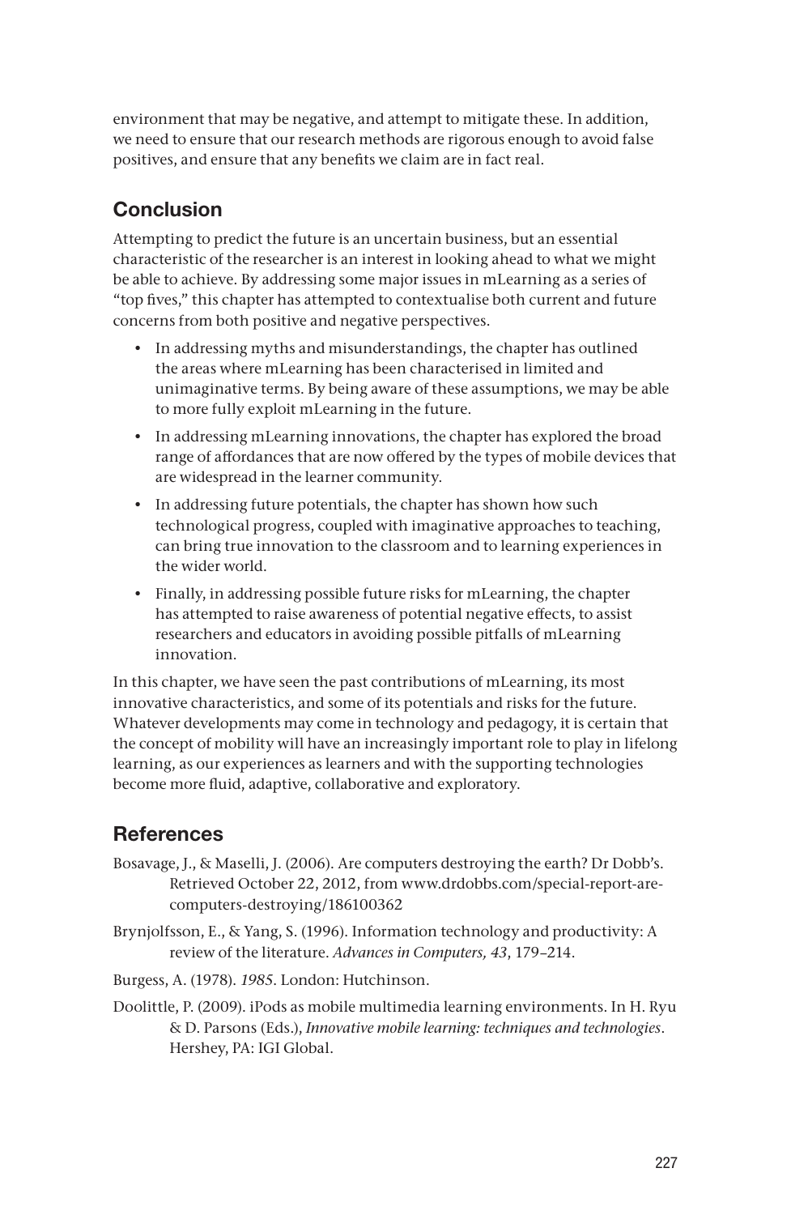environment that may be negative, and attempt to mitigate these. In addition, we need to ensure that our research methods are rigorous enough to avoid false positives, and ensure that any benefits we claim are in fact real.

## Conclusion

Attempting to predict the future is an uncertain business, but an essential characteristic of the researcher is an interest in looking ahead to what we might be able to achieve. By addressing some major issues in mLearning as a series of "top fives," this chapter has attempted to contextualise both current and future concerns from both positive and negative perspectives.

- In addressing myths and misunderstandings, the chapter has outlined the areas where mLearning has been characterised in limited and unimaginative terms. By being aware of these assumptions, we may be able to more fully exploit mLearning in the future.
- In addressing mLearning innovations, the chapter has explored the broad range of affordances that are now offered by the types of mobile devices that are widespread in the learner community.
- In addressing future potentials, the chapter has shown how such technological progress, coupled with imaginative approaches to teaching, can bring true innovation to the classroom and to learning experiences in the wider world.
- Finally, in addressing possible future risks for mLearning, the chapter has attempted to raise awareness of potential negative effects, to assist researchers and educators in avoiding possible pitfalls of mLearning innovation.

In this chapter, we have seen the past contributions of mLearning, its most innovative characteristics, and some of its potentials and risks for the future. Whatever developments may come in technology and pedagogy, it is certain that the concept of mobility will have an increasingly important role to play in lifelong learning, as our experiences as learners and with the supporting technologies become more fluid, adaptive, collaborative and exploratory.

## References

Bosavage, J., & Maselli, J. (2006). Are computers destroying the earth? Dr Dobb's. Retrieved October 22, 2012, from www.drdobbs.com/special-report-are-computers-destroying/186100362

Brynjolfsson, E., & Yang, S. (1996). Information technology and productivity: A review of the literature. *Advances in Computers, 43*, 179–214.

Burgess, A. (1978). *1985*. London: Hutchinson.

Doolittle, P. (2009). iPods as mobile multimedia learning environments. In H. Ryu & D. Parsons (Eds.), *Innovative mobile learning: techniques and technologies*. Hershey, PA: IGI Global.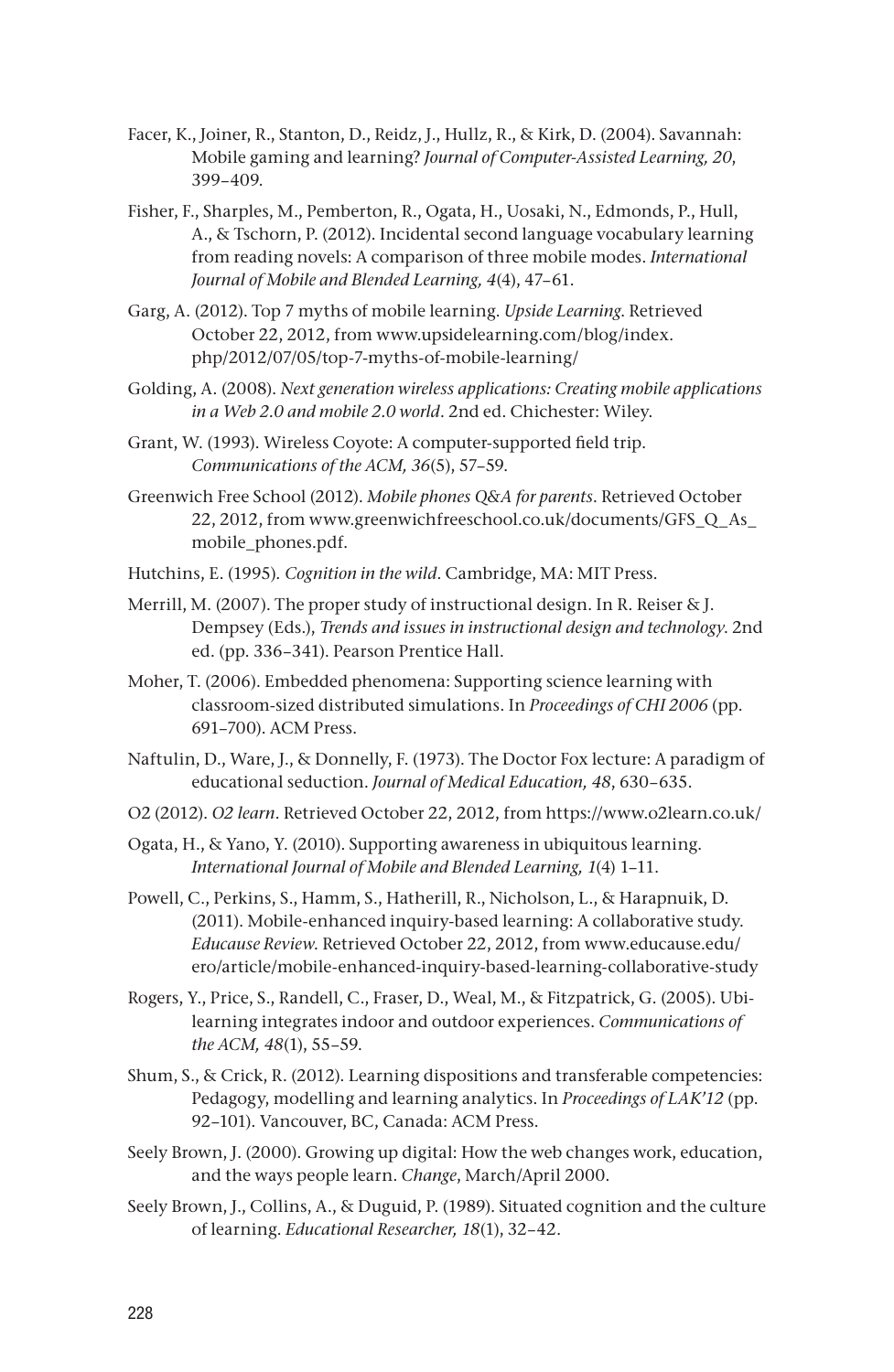Facer, K., Joiner, R., Stanton, D., Reidz, J., Hullz, R., & Kirk, D. (2004). Savannah: Mobile gaming and learning? *Journal of Computer-Assisted Learning, 20*, 399–409.

Fisher, F., Sharples, M., Pemberton, R., Ogata, H., Uosaki, N., Edmonds, P., Hull, A., & Tschorn, P. (2012). Incidental second language vocabulary learning from reading novels: A comparison of three mobile modes. *International Journal of Mobile and Blended Learning, 4*(4), 47–61.

Garg, A. (2012). Top 7 myths of mobile learning. *Upside Learning*. Retrieved October 22, 2012, from www.upsidelearning.com/blog/index.php/2012/07/05/top-7-myths-of-mobile-learning/

Golding, A. (2008). *Next generation wireless applications: Creating mobile applications in a Web 2.0 and mobile 2.0 world*. 2nd ed. Chichester: Wiley.

Grant, W. (1993). Wireless Coyote: A computer-supported field trip. *Communications of the ACM, 36*(5), 57–59.

Greenwich Free School (2012). *Mobile phones Q&A for parents*. Retrieved October 22, 2012, from www.greenwichfreeschool.co.uk/documents/GFS_Q_As_mobile_phones.pdf.

Hutchins, E. (1995). *Cognition in the wild*. Cambridge, MA: MIT Press.

Merrill, M. (2007). The proper study of instructional design. In R. Reiser & J. Dempsey (Eds.), *Trends and issues in instructional design and technology*. 2nd ed. (pp. 336–341). Pearson Prentice Hall.

Moher, T. (2006). Embedded phenomena: Supporting science learning with classroom-sized distributed simulations. In *Proceedings of CHI 2006* (pp. 691–700). ACM Press.

Naftulin, D., Ware, J., & Donnelly, F. (1973). The Doctor Fox lecture: A paradigm of educational seduction. *Journal of Medical Education, 48*, 630–635.

O2 (2012). *O2 learn*. Retrieved October 22, 2012, from https://www.o2learn.co.uk/

Ogata, H., & Yano, Y. (2010). Supporting awareness in ubiquitous learning. *International Journal of Mobile and Blended Learning, 1*(4) 1–11.

Powell, C., Perkins, S., Hamm, S., Hatherill, R., Nicholson, L., & Harapnuik, D. (2011). Mobile-enhanced inquiry-based learning: A collaborative study. *Educause Review*. Retrieved October 22, 2012, from www.educause.edu/ero/article/mobile-enhanced-inquiry-based-learning-collaborative-study

Rogers, Y., Price, S., Randell, C., Fraser, D., Weal, M., & Fitzpatrick, G. (2005). Ubi-learning integrates indoor and outdoor experiences. *Communications of the ACM, 48*(1), 55–59.

Shum, S., & Crick, R. (2012). Learning dispositions and transferable competencies: Pedagogy, modelling and learning analytics. In *Proceedings of LAK'12* (pp. 92–101). Vancouver, BC, Canada: ACM Press.

Seely Brown, J. (2000). Growing up digital: How the web changes work, education, and the ways people learn. *Change*, March/April 2000.

Seely Brown, J., Collins, A., & Duguid, P. (1989). Situated cognition and the culture of learning. *Educational Researcher, 18*(1), 32–42.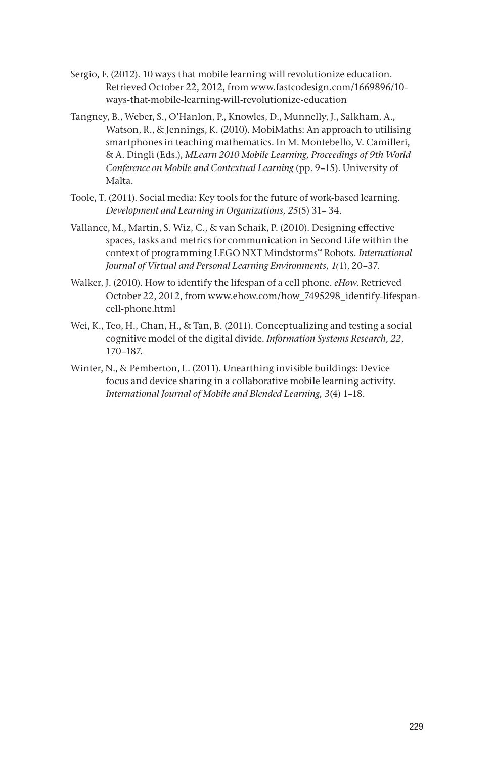Sergio, F. (2012). 10 ways that mobile learning will revolutionize education. Retrieved October 22, 2012, from www.fastcodesign.com/1669896/10-ways-that-mobile-learning-will-revolutionize-education

Tangney, B., Weber, S., O'Hanlon, P., Knowles, D., Munnelly, J., Salkham, A., Watson, R., & Jennings, K. (2010). MobiMaths: An approach to utilising smartphones in teaching mathematics. In M. Montebello, V. Camilleri, & A. Dingli (Eds.), *MLearn 2010 Mobile Learning, Proceedings of 9th World Conference on Mobile and Contextual Learning* (pp. 9–15). University of Malta.

Toole, T. (2011). Social media: Key tools for the future of work-based learning. *Development and Learning in Organizations, 25*(5) 31– 34.

Vallance, M., Martin, S. Wiz, C., & van Schaik, P. (2010). Designing effective spaces, tasks and metrics for communication in Second Life within the context of programming LEGO NXT Mindstorms™ Robots. *International Journal of Virtual and Personal Learning Environments, 1(*1), 20–37.

Walker, J. (2010). How to identify the lifespan of a cell phone. *eHow*. Retrieved October 22, 2012, from www.ehow.com/how_7495298_identify-lifespan-cell-phone.html

Wei, K., Teo, H., Chan, H., & Tan, B. (2011). Conceptualizing and testing a social cognitive model of the digital divide. *Information Systems Research, 22*, 170–187.

Winter, N., & Pemberton, L. (2011). Unearthing invisible buildings: Device focus and device sharing in a collaborative mobile learning activity. *International Journal of Mobile and Blended Learning, 3*(4) 1–18.